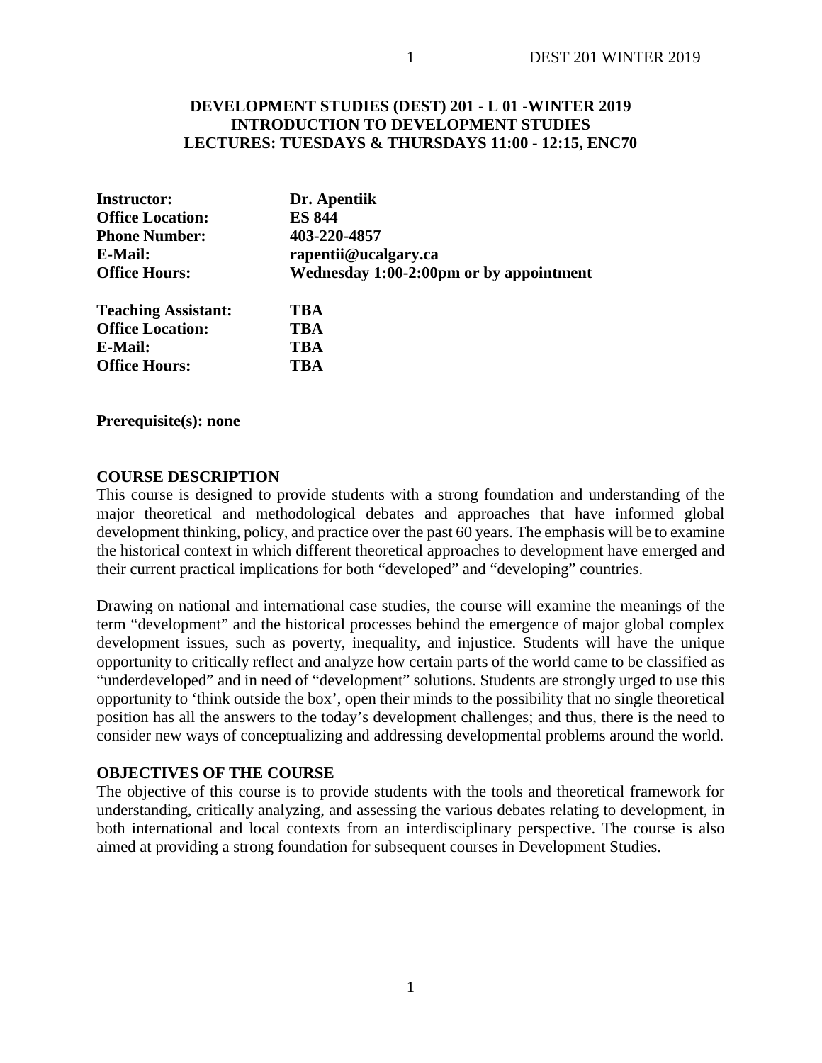# DEVELOPMENT STUDIES (DEST) 201 - L 01 -WINTER 2019
## INTRODUCTION TO DEVELOPMENT STUDIES
## LECTURES: TUESDAYS & THURSDAYS 11:00 - 12:15, ENC70

| | |
|---|---|
| **Instructor:** | **Dr. Apentiik** |
| **Office Location:** | **ES 844** |
| **Phone Number:** | **403-220-4857** |
| **E-Mail:** | **rapentii@ucalgary.ca** |
| **Office Hours:** | **Wednesday 1:00-2:00pm or by appointment** |

| | |
|---|---|
| **Teaching Assistant:** | **TBA** |
| **Office Location:** | **TBA** |
| **E-Mail:** | **TBA** |
| **Office Hours:** | **TBA** |

**Prerequisite(s): none**

### COURSE DESCRIPTION

This course is designed to provide students with a strong foundation and understanding of the major theoretical and methodological debates and approaches that have informed global development thinking, policy, and practice over the past 60 years. The emphasis will be to examine the historical context in which different theoretical approaches to development have emerged and their current practical implications for both "developed" and "developing" countries.

Drawing on national and international case studies, the course will examine the meanings of the term "development" and the historical processes behind the emergence of major global complex development issues, such as poverty, inequality, and injustice. Students will have the unique opportunity to critically reflect and analyze how certain parts of the world came to be classified as "underdeveloped" and in need of "development" solutions. Students are strongly urged to use this opportunity to 'think outside the box', open their minds to the possibility that no single theoretical position has all the answers to the today's development challenges; and thus, there is the need to consider new ways of conceptualizing and addressing developmental problems around the world.

### OBJECTIVES OF THE COURSE

The objective of this course is to provide students with the tools and theoretical framework for understanding, critically analyzing, and assessing the various debates relating to development, in both international and local contexts from an interdisciplinary perspective. The course is also aimed at providing a strong foundation for subsequent courses in Development Studies.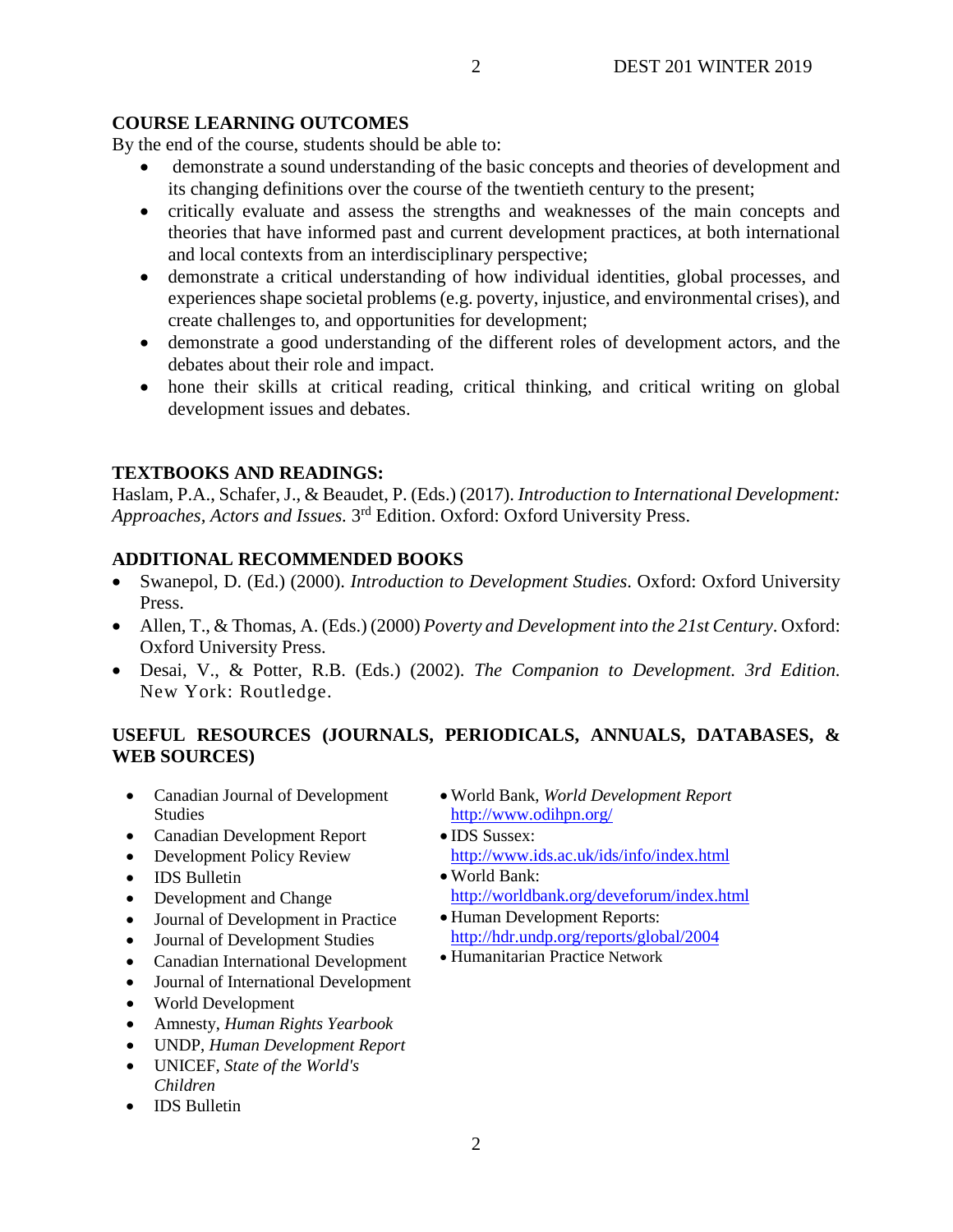## COURSE LEARNING OUTCOMES

By the end of the course, students should be able to:

- demonstrate a sound understanding of the basic concepts and theories of development and its changing definitions over the course of the twentieth century to the present;
- critically evaluate and assess the strengths and weaknesses of the main concepts and theories that have informed past and current development practices, at both international and local contexts from an interdisciplinary perspective;
- demonstrate a critical understanding of how individual identities, global processes, and experiences shape societal problems (e.g. poverty, injustice, and environmental crises), and create challenges to, and opportunities for development;
- demonstrate a good understanding of the different roles of development actors, and the debates about their role and impact.
- hone their skills at critical reading, critical thinking, and critical writing on global development issues and debates.

## TEXTBOOKS AND READINGS:

Haslam, P.A., Schafer, J., & Beaudet, P. (Eds.) (2017). *Introduction to International Development: Approaches, Actors and Issues.* 3rd Edition. Oxford: Oxford University Press.

## ADDITIONAL RECOMMENDED BOOKS

- Swanepol, D. (Ed.) (2000). *Introduction to Development Studies*. Oxford: Oxford University Press.
- Allen, T., & Thomas, A. (Eds.) (2000) *Poverty and Development into the 21st Century*. Oxford: Oxford University Press.
- Desai, V., & Potter, R.B. (Eds.) (2002). *The Companion to Development. 3rd Edition.* New York: Routledge.

## USEFUL RESOURCES (JOURNALS, PERIODICALS, ANNUALS, DATABASES, & WEB SOURCES)

- Canadian Journal of Development Studies
- Canadian Development Report
- Development Policy Review
- IDS Bulletin
- Development and Change
- Journal of Development in Practice
- Journal of Development Studies
- Canadian International Development
- Journal of International Development
- World Development
- Amnesty, *Human Rights Yearbook*
- UNDP, *Human Development Report*
- UNICEF, *State of the World's Children*
- IDS Bulletin

- World Bank, *World Development Report* http://www.odihpn.org/
- IDS Sussex: http://www.ids.ac.uk/ids/info/index.html
- World Bank: http://worldbank.org/deveforum/index.html
- Human Development Reports: http://hdr.undp.org/reports/global/2004
- Humanitarian Practice Network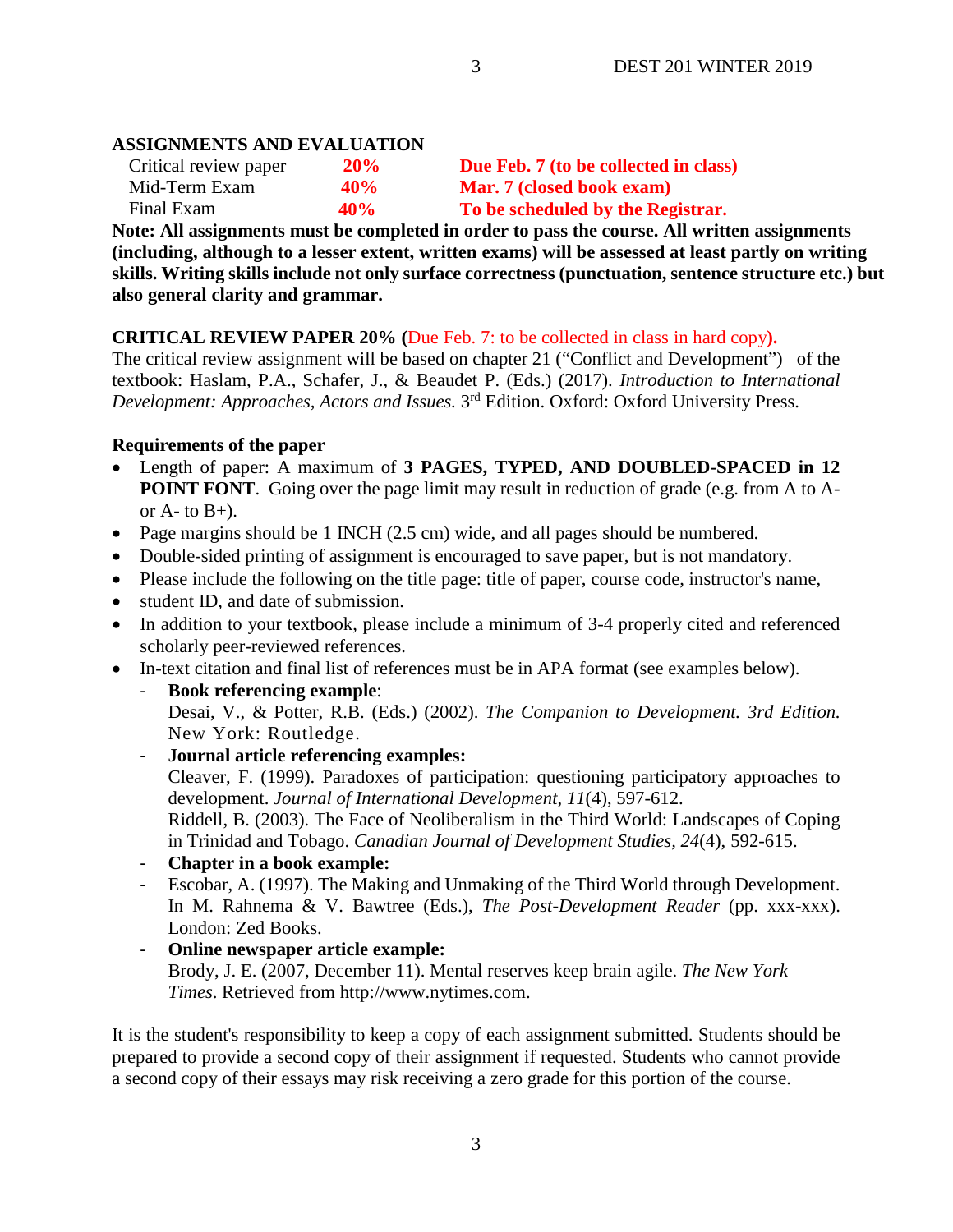## ASSIGNMENTS AND EVALUATION

| Critical review paper | **20%** | **Due Feb. 7 (to be collected in class)** |
|---|---|---|
| Mid-Term Exam | **40%** | **Mar. 7 (closed book exam)** |
| Final Exam | **40%** | **To be scheduled by the Registrar.** |

**Note: All assignments must be completed in order to pass the course. All written assignments (including, although to a lesser extent, written exams) will be assessed at least partly on writing skills. Writing skills include not only surface correctness (punctuation, sentence structure etc.) but also general clarity and grammar.**

**CRITICAL REVIEW PAPER 20% (**Due Feb. 7: to be collected in class in hard copy**).**
The critical review assignment will be based on chapter 21 ("Conflict and Development") of the textbook: Haslam, P.A., Schafer, J., & Beaudet P. (Eds.) (2017). *Introduction to International Development: Approaches, Actors and Issues.* 3rd Edition. Oxford: Oxford University Press.

**Requirements of the paper**

- Length of paper: A maximum of **3 PAGES, TYPED, AND DOUBLED-SPACED in 12 POINT FONT**. Going over the page limit may result in reduction of grade (e.g. from A to A- or A- to B+).
- Page margins should be 1 INCH (2.5 cm) wide, and all pages should be numbered.
- Double-sided printing of assignment is encouraged to save paper, but is not mandatory.
- Please include the following on the title page: title of paper, course code, instructor's name,
- student ID, and date of submission.
- In addition to your textbook, please include a minimum of 3-4 properly cited and referenced scholarly peer-reviewed references.
- In-text citation and final list of references must be in APA format (see examples below).
  - **Book referencing example**:
    Desai, V., & Potter, R.B. (Eds.) (2002). *The Companion to Development. 3rd Edition.* New York: Routledge.
  - **Journal article referencing examples:**
    Cleaver, F. (1999). Paradoxes of participation: questioning participatory approaches to development. *Journal of International Development, 11*(4), 597-612.
    Riddell, B. (2003). The Face of Neoliberalism in the Third World: Landscapes of Coping in Trinidad and Tobago. *Canadian Journal of Development Studies, 24*(4), 592-615.
  - **Chapter in a book example:**
  - Escobar, A. (1997). The Making and Unmaking of the Third World through Development. In M. Rahnema & V. Bawtree (Eds.), *The Post-Development Reader* (pp. xxx-xxx). London: Zed Books.
  - **Online newspaper article example:**
    Brody, J. E. (2007, December 11). Mental reserves keep brain agile. *The New York Times*. Retrieved from http://www.nytimes.com.

It is the student's responsibility to keep a copy of each assignment submitted. Students should be prepared to provide a second copy of their assignment if requested. Students who cannot provide a second copy of their essays may risk receiving a zero grade for this portion of the course.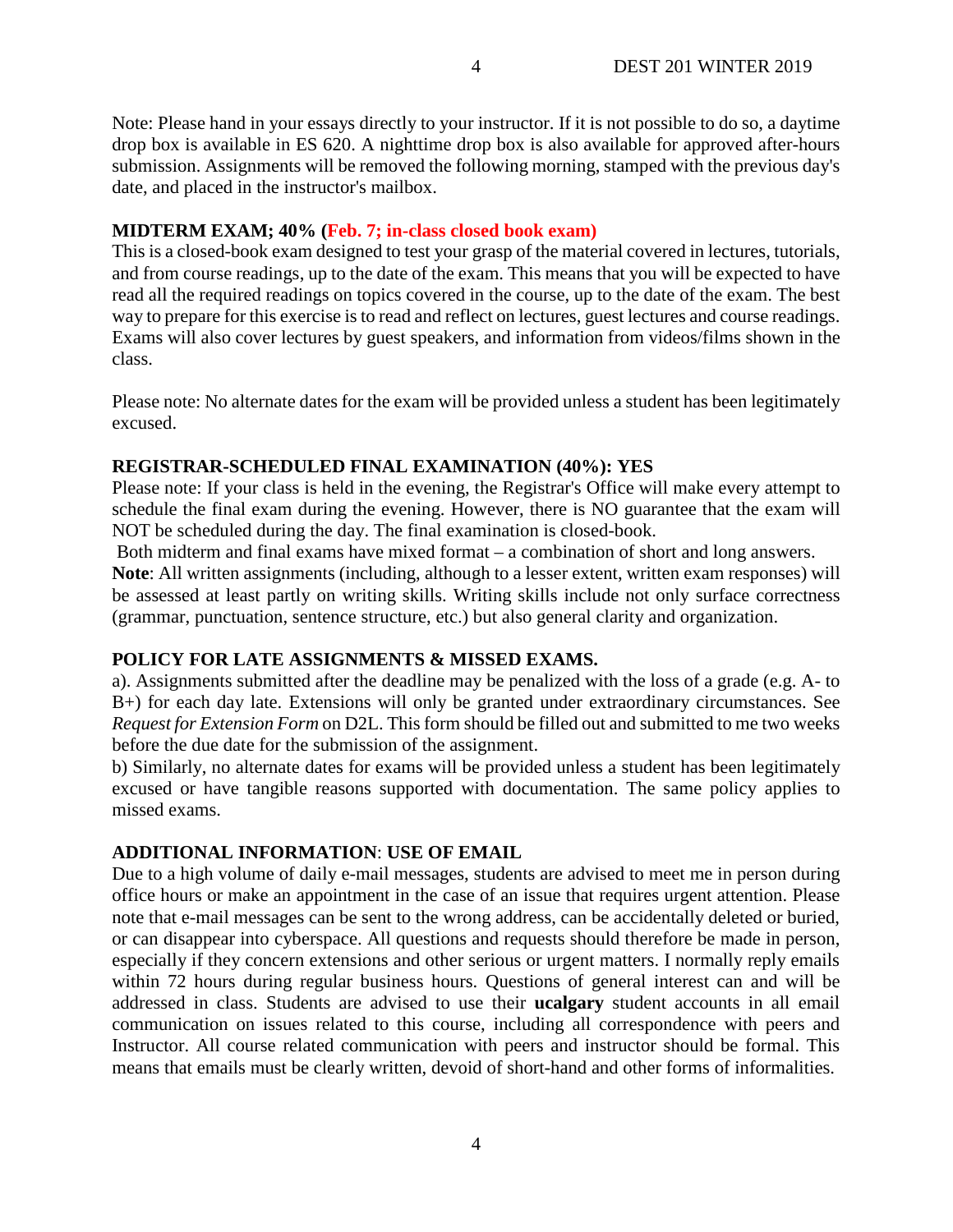Note: Please hand in your essays directly to your instructor. If it is not possible to do so, a daytime drop box is available in ES 620. A nighttime drop box is also available for approved after-hours submission. Assignments will be removed the following morning, stamped with the previous day's date, and placed in the instructor's mailbox.

**MIDTERM EXAM; 40% (Feb. 7; in-class closed book exam)**

This is a closed-book exam designed to test your grasp of the material covered in lectures, tutorials, and from course readings, up to the date of the exam. This means that you will be expected to have read all the required readings on topics covered in the course, up to the date of the exam. The best way to prepare for this exercise is to read and reflect on lectures, guest lectures and course readings. Exams will also cover lectures by guest speakers, and information from videos/films shown in the class.

Please note: No alternate dates for the exam will be provided unless a student has been legitimately excused.

**REGISTRAR-SCHEDULED FINAL EXAMINATION (40%): YES**

Please note: If your class is held in the evening, the Registrar's Office will make every attempt to schedule the final exam during the evening. However, there is NO guarantee that the exam will NOT be scheduled during the day. The final examination is closed-book.

Both midterm and final exams have mixed format – a combination of short and long answers.

**Note**: All written assignments (including, although to a lesser extent, written exam responses) will be assessed at least partly on writing skills. Writing skills include not only surface correctness (grammar, punctuation, sentence structure, etc.) but also general clarity and organization.

**POLICY FOR LATE ASSIGNMENTS & MISSED EXAMS.**

a). Assignments submitted after the deadline may be penalized with the loss of a grade (e.g. A- to B+) for each day late. Extensions will only be granted under extraordinary circumstances. See *Request for Extension Form* on D2L. This form should be filled out and submitted to me two weeks before the due date for the submission of the assignment.

b) Similarly, no alternate dates for exams will be provided unless a student has been legitimately excused or have tangible reasons supported with documentation. The same policy applies to missed exams.

**ADDITIONAL INFORMATION**: **USE OF EMAIL**

Due to a high volume of daily e-mail messages, students are advised to meet me in person during office hours or make an appointment in the case of an issue that requires urgent attention. Please note that e-mail messages can be sent to the wrong address, can be accidentally deleted or buried, or can disappear into cyberspace. All questions and requests should therefore be made in person, especially if they concern extensions and other serious or urgent matters. I normally reply emails within 72 hours during regular business hours. Questions of general interest can and will be addressed in class. Students are advised to use their **ucalgary** student accounts in all email communication on issues related to this course, including all correspondence with peers and Instructor. All course related communication with peers and instructor should be formal. This means that emails must be clearly written, devoid of short-hand and other forms of informalities.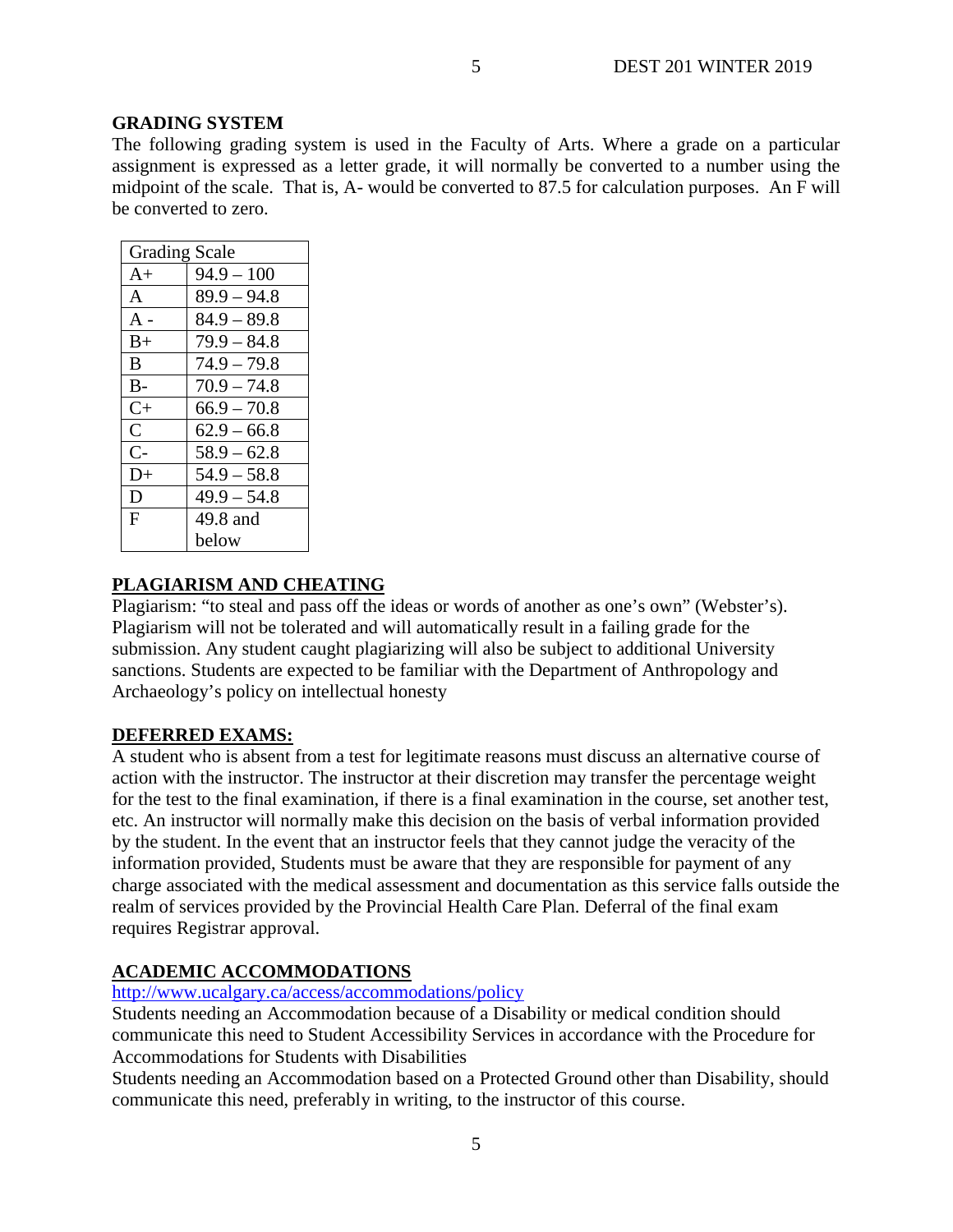## GRADING SYSTEM

The following grading system is used in the Faculty of Arts. Where a grade on a particular assignment is expressed as a letter grade, it will normally be converted to a number using the midpoint of the scale. That is, A- would be converted to 87.5 for calculation purposes. An F will be converted to zero.

| Grading Scale | |
|---|---|
| A+ | 94.9 – 100 |
| A | 89.9 – 94.8 |
| A - | 84.9 – 89.8 |
| B+ | 79.9 – 84.8 |
| B | 74.9 – 79.8 |
| B- | 70.9 – 74.8 |
| C+ | 66.9 – 70.8 |
| C | 62.9 – 66.8 |
| C- | 58.9 – 62.8 |
| D+ | 54.9 – 58.8 |
| D | 49.9 – 54.8 |
| F | 49.8 and below |

## PLAGIARISM AND CHEATING

Plagiarism: "to steal and pass off the ideas or words of another as one's own" (Webster's). Plagiarism will not be tolerated and will automatically result in a failing grade for the submission. Any student caught plagiarizing will also be subject to additional University sanctions. Students are expected to be familiar with the Department of Anthropology and Archaeology's policy on intellectual honesty

## DEFERRED EXAMS:

A student who is absent from a test for legitimate reasons must discuss an alternative course of action with the instructor. The instructor at their discretion may transfer the percentage weight for the test to the final examination, if there is a final examination in the course, set another test, etc. An instructor will normally make this decision on the basis of verbal information provided by the student. In the event that an instructor feels that they cannot judge the veracity of the information provided, Students must be aware that they are responsible for payment of any charge associated with the medical assessment and documentation as this service falls outside the realm of services provided by the Provincial Health Care Plan. Deferral of the final exam requires Registrar approval.

## ACADEMIC ACCOMMODATIONS

http://www.ucalgary.ca/access/accommodations/policy

Students needing an Accommodation because of a Disability or medical condition should communicate this need to Student Accessibility Services in accordance with the Procedure for Accommodations for Students with Disabilities

Students needing an Accommodation based on a Protected Ground other than Disability, should communicate this need, preferably in writing, to the instructor of this course.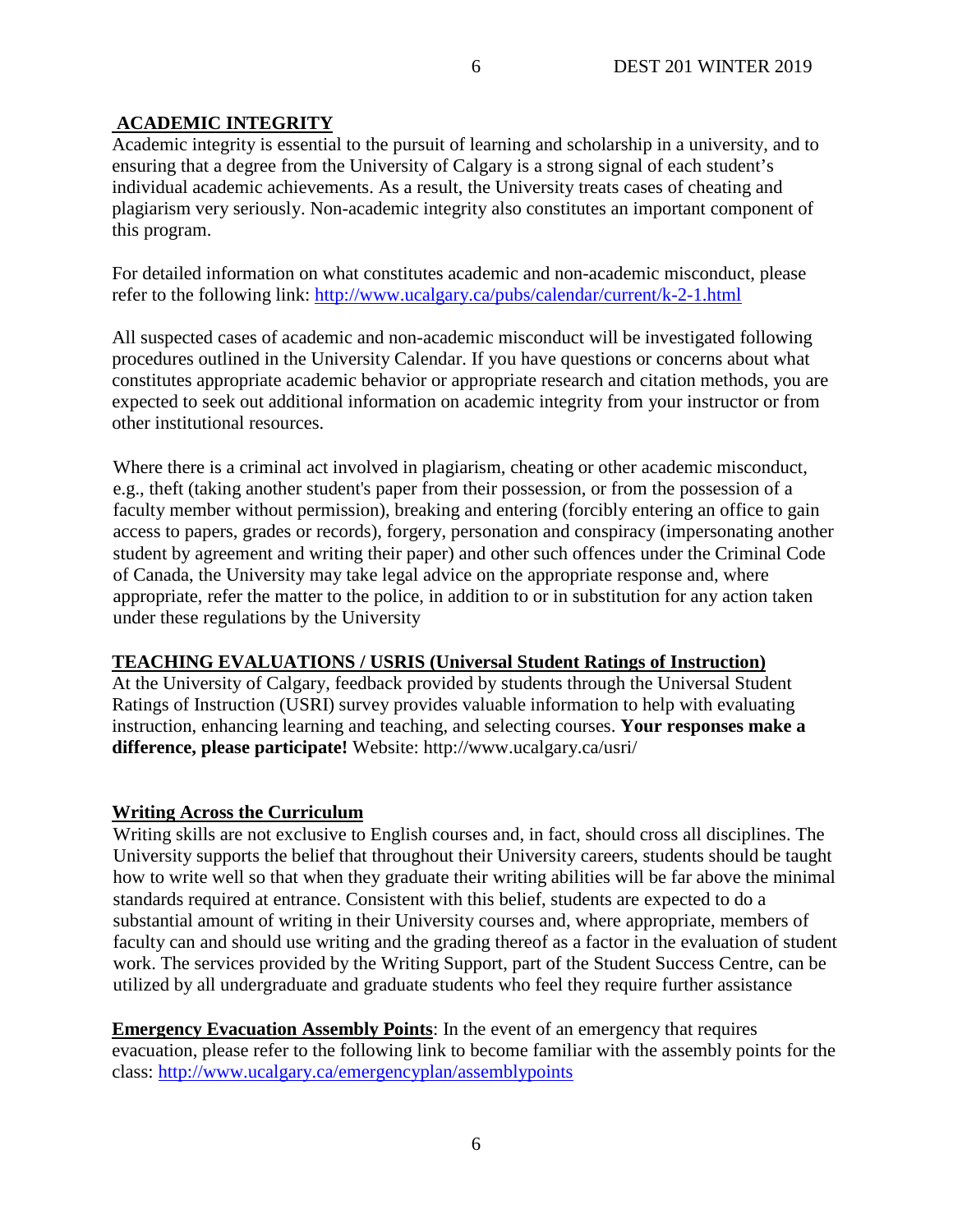## ACADEMIC INTEGRITY

Academic integrity is essential to the pursuit of learning and scholarship in a university, and to ensuring that a degree from the University of Calgary is a strong signal of each student's individual academic achievements. As a result, the University treats cases of cheating and plagiarism very seriously. Non-academic integrity also constitutes an important component of this program.

For detailed information on what constitutes academic and non-academic misconduct, please refer to the following link: http://www.ucalgary.ca/pubs/calendar/current/k-2-1.html

All suspected cases of academic and non-academic misconduct will be investigated following procedures outlined in the University Calendar. If you have questions or concerns about what constitutes appropriate academic behavior or appropriate research and citation methods, you are expected to seek out additional information on academic integrity from your instructor or from other institutional resources.

Where there is a criminal act involved in plagiarism, cheating or other academic misconduct, e.g., theft (taking another student's paper from their possession, or from the possession of a faculty member without permission), breaking and entering (forcibly entering an office to gain access to papers, grades or records), forgery, personation and conspiracy (impersonating another student by agreement and writing their paper) and other such offences under the Criminal Code of Canada, the University may take legal advice on the appropriate response and, where appropriate, refer the matter to the police, in addition to or in substitution for any action taken under these regulations by the University

## TEACHING EVALUATIONS / USRIS (Universal Student Ratings of Instruction)

At the University of Calgary, feedback provided by students through the Universal Student Ratings of Instruction (USRI) survey provides valuable information to help with evaluating instruction, enhancing learning and teaching, and selecting courses. **Your responses make a difference, please participate!** Website: http://www.ucalgary.ca/usri/

## Writing Across the Curriculum

Writing skills are not exclusive to English courses and, in fact, should cross all disciplines. The University supports the belief that throughout their University careers, students should be taught how to write well so that when they graduate their writing abilities will be far above the minimal standards required at entrance. Consistent with this belief, students are expected to do a substantial amount of writing in their University courses and, where appropriate, members of faculty can and should use writing and the grading thereof as a factor in the evaluation of student work. The services provided by the Writing Support, part of the Student Success Centre, can be utilized by all undergraduate and graduate students who feel they require further assistance

**Emergency Evacuation Assembly Points**: In the event of an emergency that requires evacuation, please refer to the following link to become familiar with the assembly points for the class: http://www.ucalgary.ca/emergencyplan/assemblypoints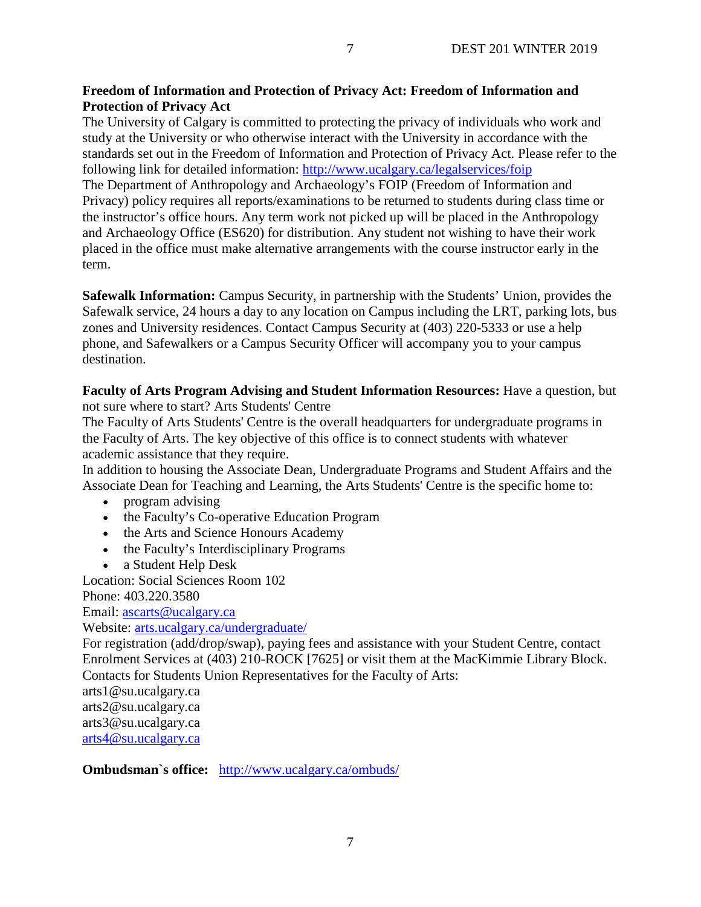**Freedom of Information and Protection of Privacy Act: Freedom of Information and Protection of Privacy Act**

The University of Calgary is committed to protecting the privacy of individuals who work and study at the University or who otherwise interact with the University in accordance with the standards set out in the Freedom of Information and Protection of Privacy Act. Please refer to the following link for detailed information: http://www.ucalgary.ca/legalservices/foip

The Department of Anthropology and Archaeology's FOIP (Freedom of Information and Privacy) policy requires all reports/examinations to be returned to students during class time or the instructor's office hours. Any term work not picked up will be placed in the Anthropology and Archaeology Office (ES620) for distribution. Any student not wishing to have their work placed in the office must make alternative arrangements with the course instructor early in the term.

**Safewalk Information:** Campus Security, in partnership with the Students' Union, provides the Safewalk service, 24 hours a day to any location on Campus including the LRT, parking lots, bus zones and University residences. Contact Campus Security at (403) 220-5333 or use a help phone, and Safewalkers or a Campus Security Officer will accompany you to your campus destination.

**Faculty of Arts Program Advising and Student Information Resources:** Have a question, but not sure where to start? Arts Students' Centre

The Faculty of Arts Students' Centre is the overall headquarters for undergraduate programs in the Faculty of Arts. The key objective of this office is to connect students with whatever academic assistance that they require.

In addition to housing the Associate Dean, Undergraduate Programs and Student Affairs and the Associate Dean for Teaching and Learning, the Arts Students' Centre is the specific home to:

- program advising
- the Faculty's Co-operative Education Program
- the Arts and Science Honours Academy
- the Faculty's Interdisciplinary Programs
- a Student Help Desk

Location: Social Sciences Room 102
Phone: 403.220.3580
Email: ascarts@ucalgary.ca
Website: arts.ucalgary.ca/undergraduate/

For registration (add/drop/swap), paying fees and assistance with your Student Centre, contact Enrolment Services at (403) 210-ROCK [7625] or visit them at the MacKimmie Library Block.

Contacts for Students Union Representatives for the Faculty of Arts:
arts1@su.ucalgary.ca
arts2@su.ucalgary.ca
arts3@su.ucalgary.ca
arts4@su.ucalgary.ca

**Ombudsman`s office:** http://www.ucalgary.ca/ombuds/